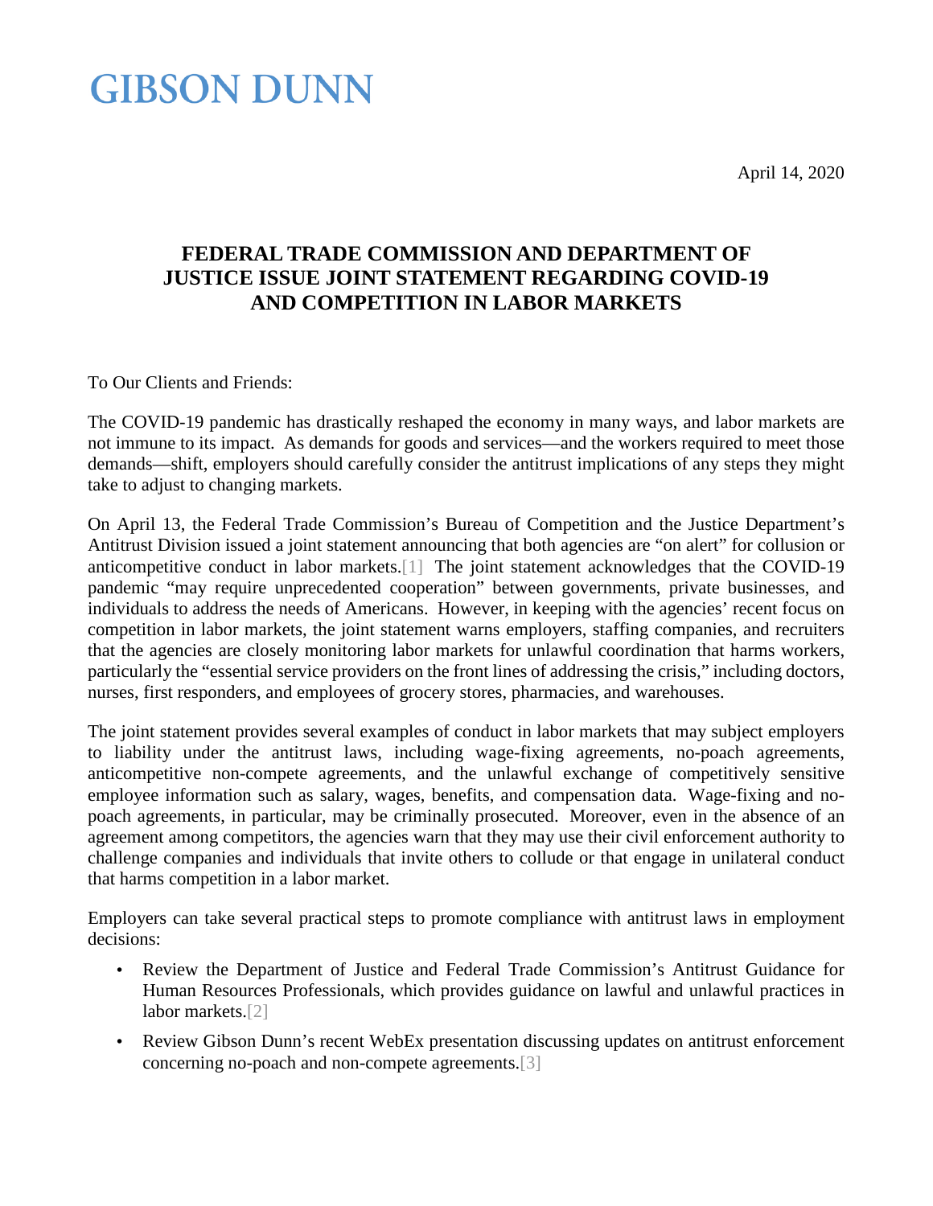GIBSON DUNN

April 14, 2020

# FEDERAL TRADE COMMISSION AND DEPARTMENT OF JUSTICE ISSUE JOINT STATEMENT REGARDING COVID-19 AND COMPETITION IN LABOR MARKETS

To Our Clients and Friends:

The COVID-19 pandemic has drastically reshaped the economy in many ways, and labor markets are not immune to its impact. As demands for goods and services—and the workers required to meet those demands—shift, employers should carefully consider the antitrust implications of any steps they might take to adjust to changing markets.

On April 13, the Federal Trade Commission's Bureau of Competition and the Justice Department's Antitrust Division issued a joint statement announcing that both agencies are "on alert" for collusion or anticompetitive conduct in labor markets.[1] The joint statement acknowledges that the COVID-19 pandemic "may require unprecedented cooperation" between governments, private businesses, and individuals to address the needs of Americans. However, in keeping with the agencies' recent focus on competition in labor markets, the joint statement warns employers, staffing companies, and recruiters that the agencies are closely monitoring labor markets for unlawful coordination that harms workers, particularly the "essential service providers on the front lines of addressing the crisis," including doctors, nurses, first responders, and employees of grocery stores, pharmacies, and warehouses.

The joint statement provides several examples of conduct in labor markets that may subject employers to liability under the antitrust laws, including wage-fixing agreements, no-poach agreements, anticompetitive non-compete agreements, and the unlawful exchange of competitively sensitive employee information such as salary, wages, benefits, and compensation data. Wage-fixing and no-poach agreements, in particular, may be criminally prosecuted. Moreover, even in the absence of an agreement among competitors, the agencies warn that they may use their civil enforcement authority to challenge companies and individuals that invite others to collude or that engage in unilateral conduct that harms competition in a labor market.

Employers can take several practical steps to promote compliance with antitrust laws in employment decisions:

- Review the Department of Justice and Federal Trade Commission's Antitrust Guidance for Human Resources Professionals, which provides guidance on lawful and unlawful practices in labor markets.[2]
- Review Gibson Dunn's recent WebEx presentation discussing updates on antitrust enforcement concerning no-poach and non-compete agreements.[3]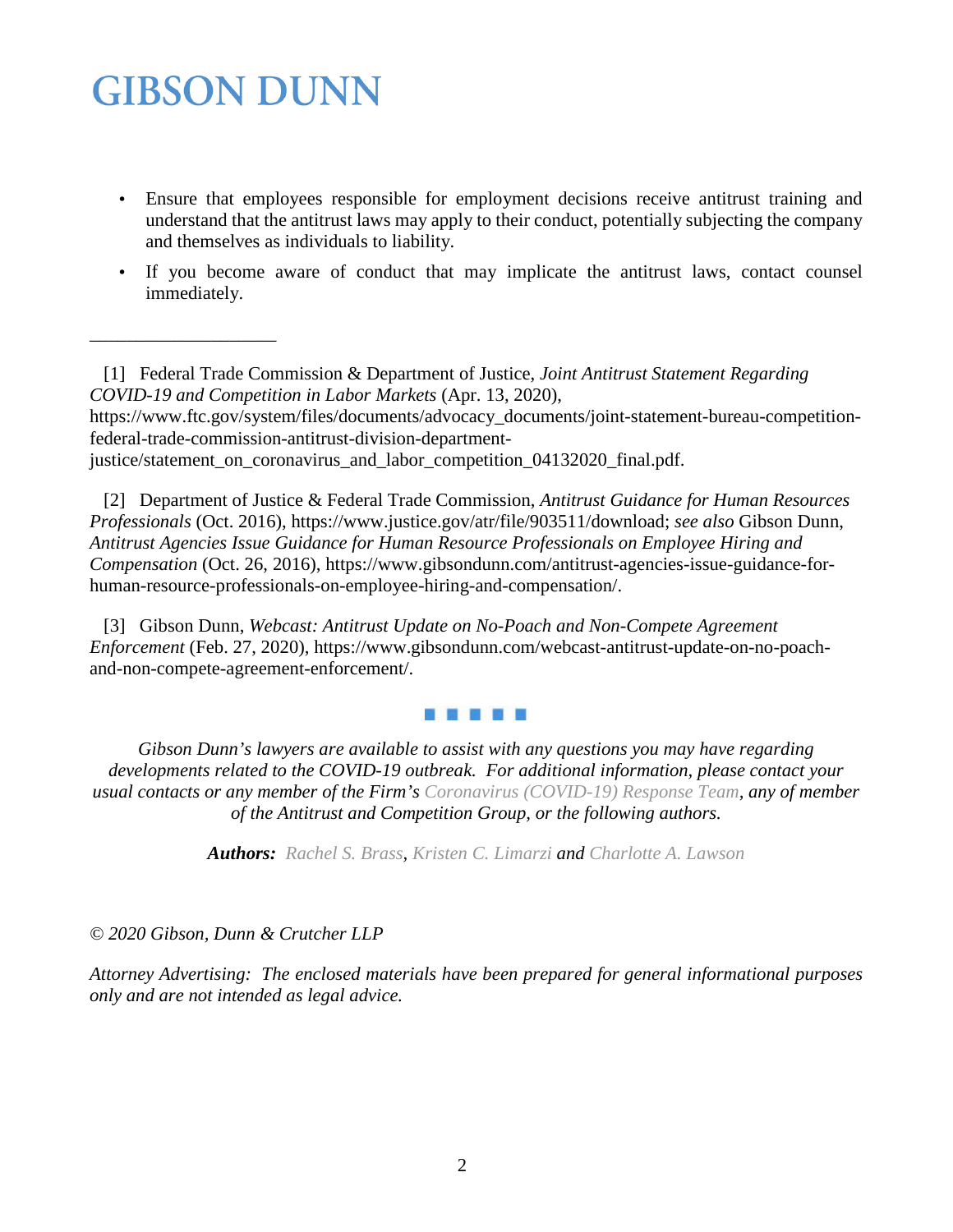- Ensure that employees responsible for employment decisions receive antitrust training and understand that the antitrust laws may apply to their conduct, potentially subjecting the company and themselves as individuals to liability.
- If you become aware of conduct that may implicate the antitrust laws, contact counsel immediately.

---

[1] Federal Trade Commission & Department of Justice, *Joint Antitrust Statement Regarding COVID-19 and Competition in Labor Markets* (Apr. 13, 2020), https://www.ftc.gov/system/files/documents/advocacy_documents/joint-statement-bureau-competition-federal-trade-commission-antitrust-division-department-justice/statement_on_coronavirus_and_labor_competition_04132020_final.pdf.

[2] Department of Justice & Federal Trade Commission, *Antitrust Guidance for Human Resources Professionals* (Oct. 2016), https://www.justice.gov/atr/file/903511/download; *see also* Gibson Dunn, *Antitrust Agencies Issue Guidance for Human Resource Professionals on Employee Hiring and Compensation* (Oct. 26, 2016), https://www.gibsondunn.com/antitrust-agencies-issue-guidance-for-human-resource-professionals-on-employee-hiring-and-compensation/.

[3] Gibson Dunn, *Webcast: Antitrust Update on No-Poach and Non-Compete Agreement Enforcement* (Feb. 27, 2020), https://www.gibsondunn.com/webcast-antitrust-update-on-no-poach-and-non-compete-agreement-enforcement/.

*Gibson Dunn's lawyers are available to assist with any questions you may have regarding developments related to the COVID-19 outbreak. For additional information, please contact your usual contacts or any member of the Firm's Coronavirus (COVID-19) Response Team, any of member of the Antitrust and Competition Group, or the following authors.*

***Authors:*** *Rachel S. Brass, Kristen C. Limarzi and Charlotte A. Lawson*

*© 2020 Gibson, Dunn & Crutcher LLP*

*Attorney Advertising: The enclosed materials have been prepared for general informational purposes only and are not intended as legal advice.*